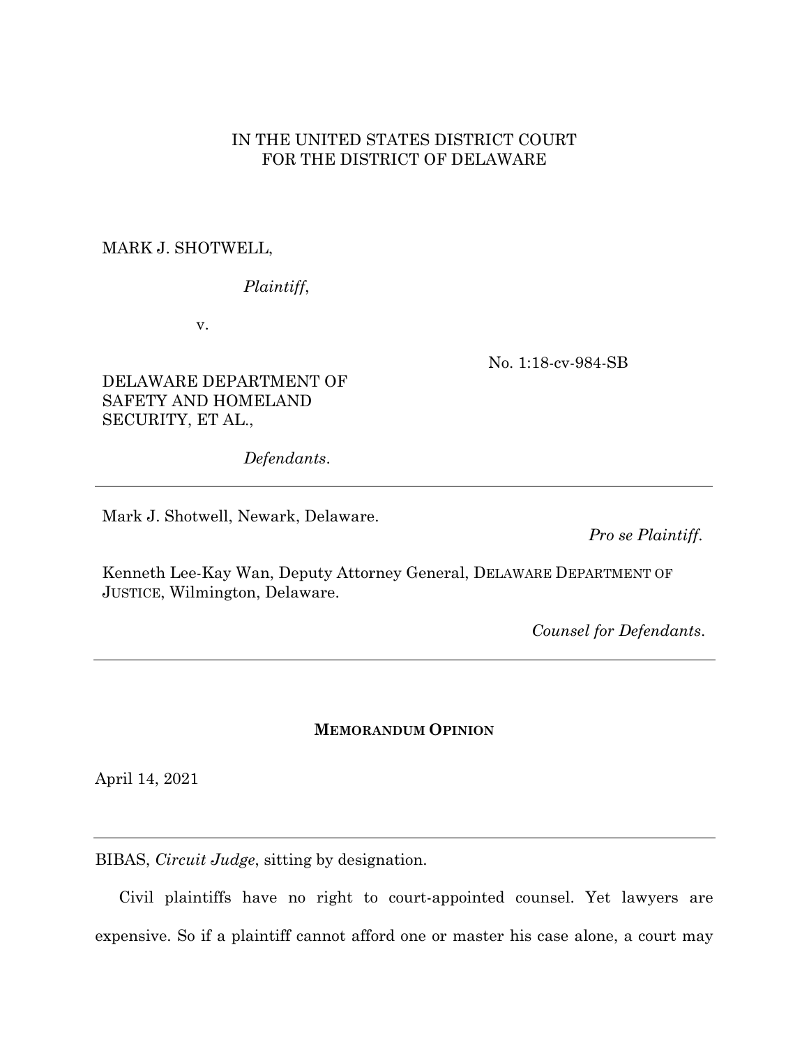IN THE UNITED STATES DISTRICT COURT
FOR THE DISTRICT OF DELAWARE

MARK J. SHOTWELL,

*Plaintiff*,

v.

DELAWARE DEPARTMENT OF SAFETY AND HOMELAND SECURITY, ET AL.,

*Defendants*.

No. 1:18-cv-984-SB

---

Mark J. Shotwell, Newark, Delaware.

*Pro se Plaintiff*.

Kenneth Lee-Kay Wan, Deputy Attorney General, DELAWARE DEPARTMENT OF JUSTICE, Wilmington, Delaware.

*Counsel for Defendants*.

---

**MEMORANDUM OPINION**

April 14, 2021

---

BIBAS, *Circuit Judge*, sitting by designation.

Civil plaintiffs have no right to court-appointed counsel. Yet lawyers are expensive. So if a plaintiff cannot afford one or master his case alone, a court may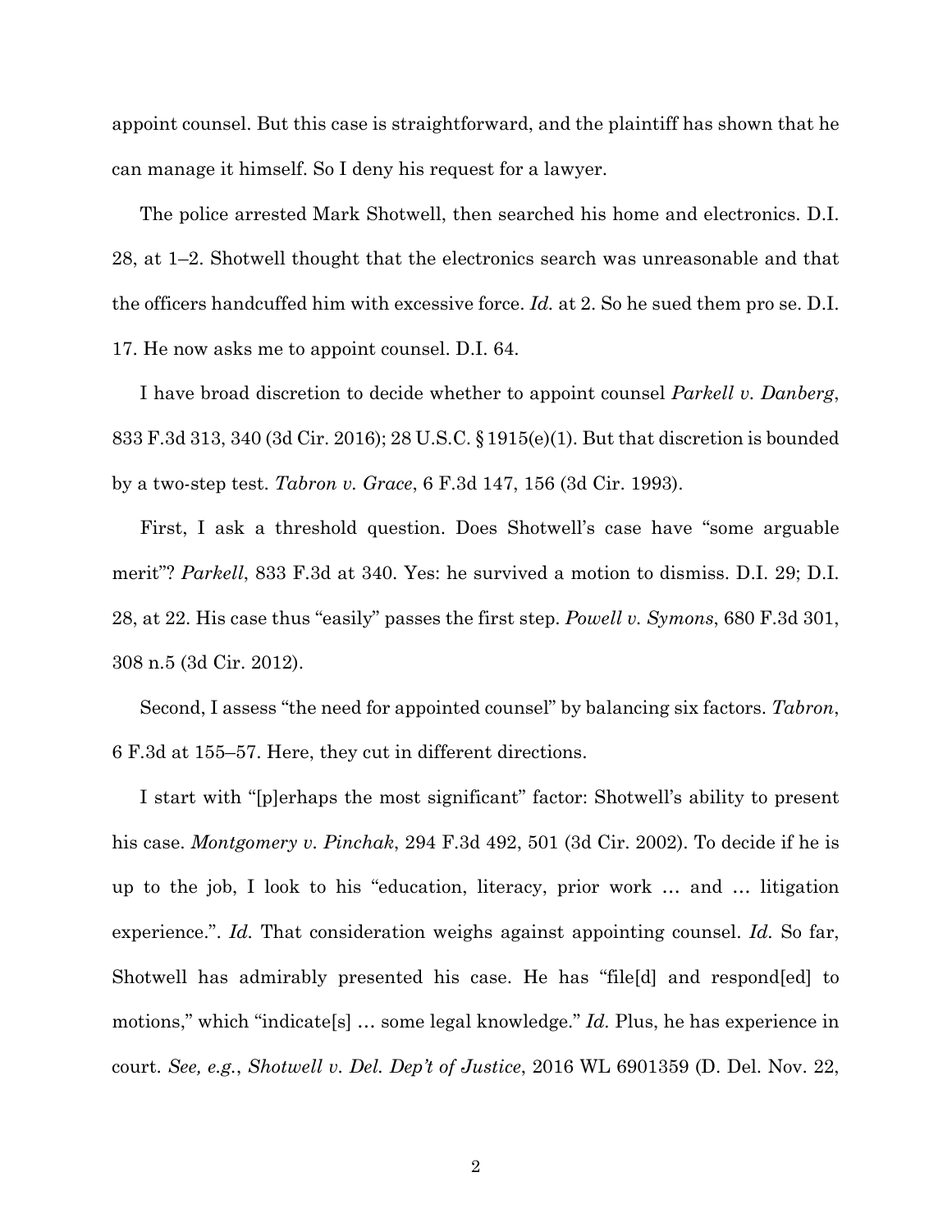appoint counsel. But this case is straightforward, and the plaintiff has shown that he can manage it himself. So I deny his request for a lawyer.

The police arrested Mark Shotwell, then searched his home and electronics. D.I. 28, at 1–2. Shotwell thought that the electronics search was unreasonable and that the officers handcuffed him with excessive force. *Id.* at 2. So he sued them pro se. D.I. 17. He now asks me to appoint counsel. D.I. 64.

I have broad discretion to decide whether to appoint counsel *Parkell v. Danberg*, 833 F.3d 313, 340 (3d Cir. 2016); 28 U.S.C. § 1915(e)(1). But that discretion is bounded by a two-step test. *Tabron v. Grace*, 6 F.3d 147, 156 (3d Cir. 1993).

First, I ask a threshold question. Does Shotwell's case have "some arguable merit"? *Parkell*, 833 F.3d at 340. Yes: he survived a motion to dismiss. D.I. 29; D.I. 28, at 22. His case thus "easily" passes the first step. *Powell v. Symons*, 680 F.3d 301, 308 n.5 (3d Cir. 2012).

Second, I assess "the need for appointed counsel" by balancing six factors. *Tabron*, 6 F.3d at 155–57. Here, they cut in different directions.

I start with "[p]erhaps the most significant" factor: Shotwell's ability to present his case. *Montgomery v. Pinchak*, 294 F.3d 492, 501 (3d Cir. 2002). To decide if he is up to the job, I look to his "education, literacy, prior work … and … litigation experience.". *Id.* That consideration weighs against appointing counsel. *Id.* So far, Shotwell has admirably presented his case. He has "file[d] and respond[ed] to motions," which "indicate[s] … some legal knowledge." *Id.* Plus, he has experience in court. *See, e.g.*, *Shotwell v. Del. Dep't of Justice*, 2016 WL 6901359 (D. Del. Nov. 22,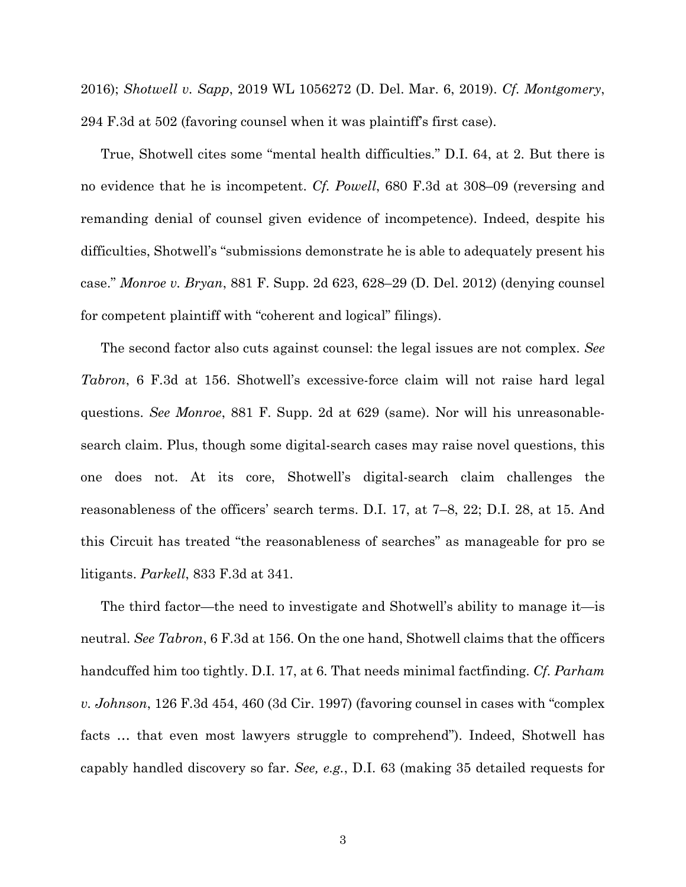2016); *Shotwell v. Sapp*, 2019 WL 1056272 (D. Del. Mar. 6, 2019). *Cf. Montgomery*, 294 F.3d at 502 (favoring counsel when it was plaintiff's first case).

True, Shotwell cites some "mental health difficulties." D.I. 64, at 2. But there is no evidence that he is incompetent. *Cf. Powell*, 680 F.3d at 308–09 (reversing and remanding denial of counsel given evidence of incompetence). Indeed, despite his difficulties, Shotwell's "submissions demonstrate he is able to adequately present his case." *Monroe v. Bryan*, 881 F. Supp. 2d 623, 628–29 (D. Del. 2012) (denying counsel for competent plaintiff with "coherent and logical" filings).

The second factor also cuts against counsel: the legal issues are not complex. *See Tabron*, 6 F.3d at 156. Shotwell's excessive-force claim will not raise hard legal questions. *See Monroe*, 881 F. Supp. 2d at 629 (same). Nor will his unreasonable-search claim. Plus, though some digital-search cases may raise novel questions, this one does not. At its core, Shotwell's digital-search claim challenges the reasonableness of the officers' search terms. D.I. 17, at 7–8, 22; D.I. 28, at 15. And this Circuit has treated "the reasonableness of searches" as manageable for pro se litigants. *Parkell*, 833 F.3d at 341.

The third factor—the need to investigate and Shotwell's ability to manage it—is neutral. *See Tabron*, 6 F.3d at 156. On the one hand, Shotwell claims that the officers handcuffed him too tightly. D.I. 17, at 6. That needs minimal factfinding. *Cf. Parham v. Johnson*, 126 F.3d 454, 460 (3d Cir. 1997) (favoring counsel in cases with "complex facts … that even most lawyers struggle to comprehend"). Indeed, Shotwell has capably handled discovery so far. *See, e.g.*, D.I. 63 (making 35 detailed requests for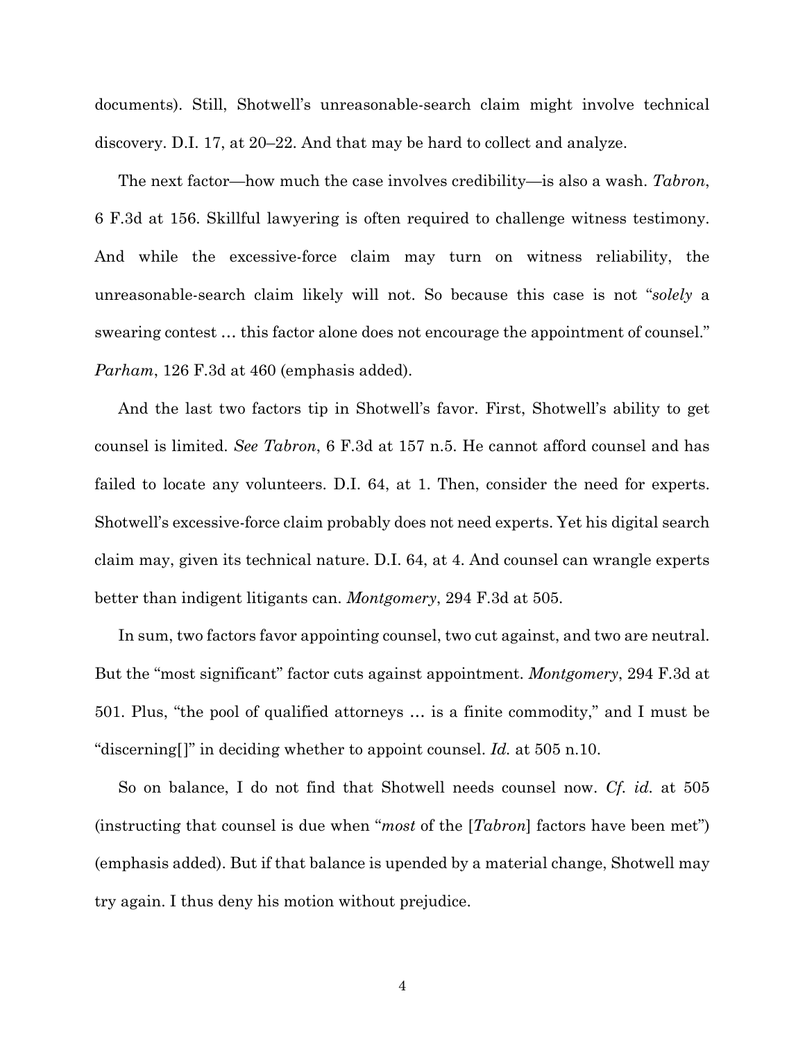documents). Still, Shotwell's unreasonable-search claim might involve technical discovery. D.I. 17, at 20–22. And that may be hard to collect and analyze.

The next factor—how much the case involves credibility—is also a wash. *Tabron*, 6 F.3d at 156. Skillful lawyering is often required to challenge witness testimony. And while the excessive-force claim may turn on witness reliability, the unreasonable-search claim likely will not. So because this case is not "*solely* a swearing contest … this factor alone does not encourage the appointment of counsel." *Parham*, 126 F.3d at 460 (emphasis added).

And the last two factors tip in Shotwell's favor. First, Shotwell's ability to get counsel is limited. *See Tabron*, 6 F.3d at 157 n.5. He cannot afford counsel and has failed to locate any volunteers. D.I. 64, at 1. Then, consider the need for experts. Shotwell's excessive-force claim probably does not need experts. Yet his digital search claim may, given its technical nature. D.I. 64, at 4. And counsel can wrangle experts better than indigent litigants can. *Montgomery*, 294 F.3d at 505.

In sum, two factors favor appointing counsel, two cut against, and two are neutral. But the "most significant" factor cuts against appointment. *Montgomery*, 294 F.3d at 501. Plus, "the pool of qualified attorneys … is a finite commodity," and I must be "discerning[]" in deciding whether to appoint counsel. *Id.* at 505 n.10.

So on balance, I do not find that Shotwell needs counsel now. *Cf. id.* at 505 (instructing that counsel is due when "*most* of the [*Tabron*] factors have been met") (emphasis added). But if that balance is upended by a material change, Shotwell may try again. I thus deny his motion without prejudice.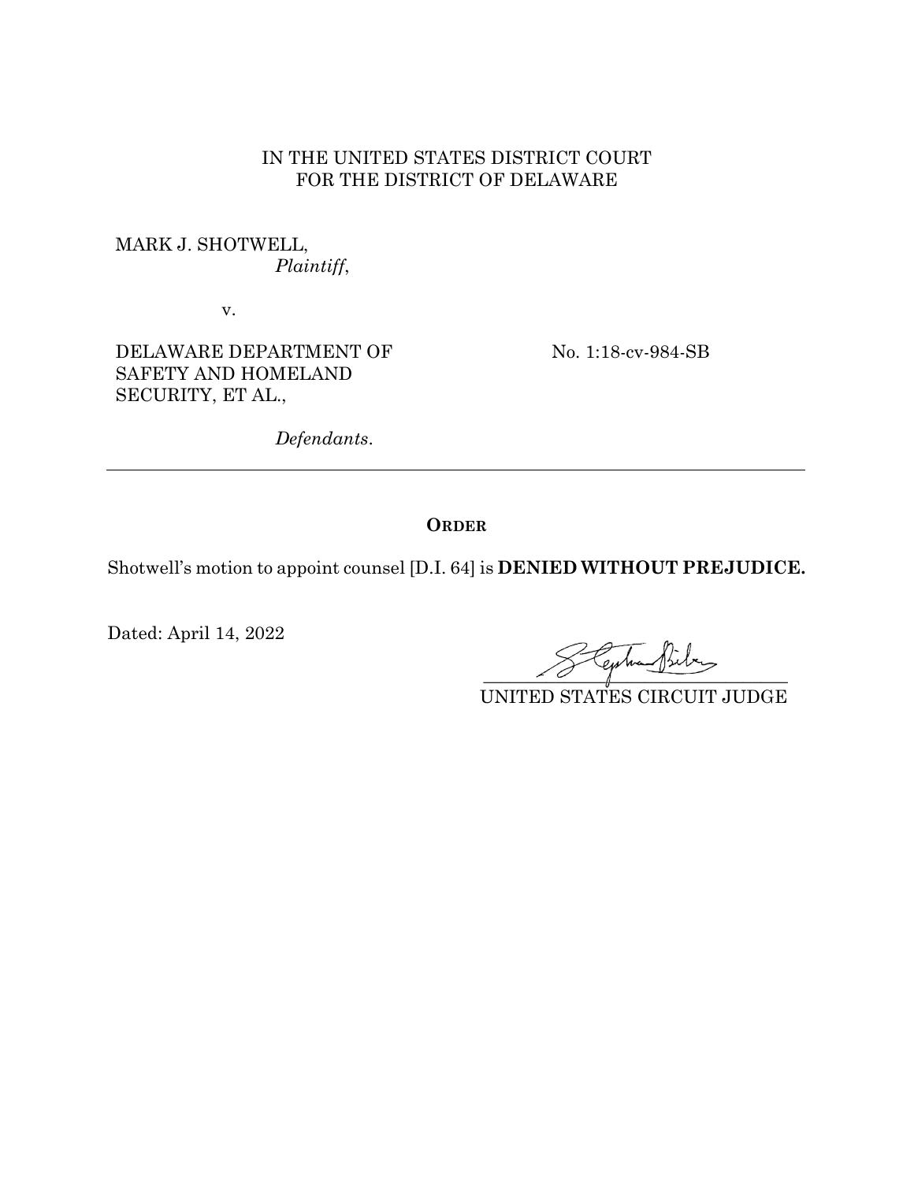IN THE UNITED STATES DISTRICT COURT
FOR THE DISTRICT OF DELAWARE

MARK J. SHOTWELL,
*Plaintiff*,

v.

DELAWARE DEPARTMENT OF SAFETY AND HOMELAND SECURITY, ET AL.,

*Defendants*.

No. 1:18-cv-984-SB

---

**ORDER**

Shotwell's motion to appoint counsel [D.I. 64] is **DENIED WITHOUT PREJUDICE.**

Dated: April 14, 2022

UNITED STATES CIRCUIT JUDGE